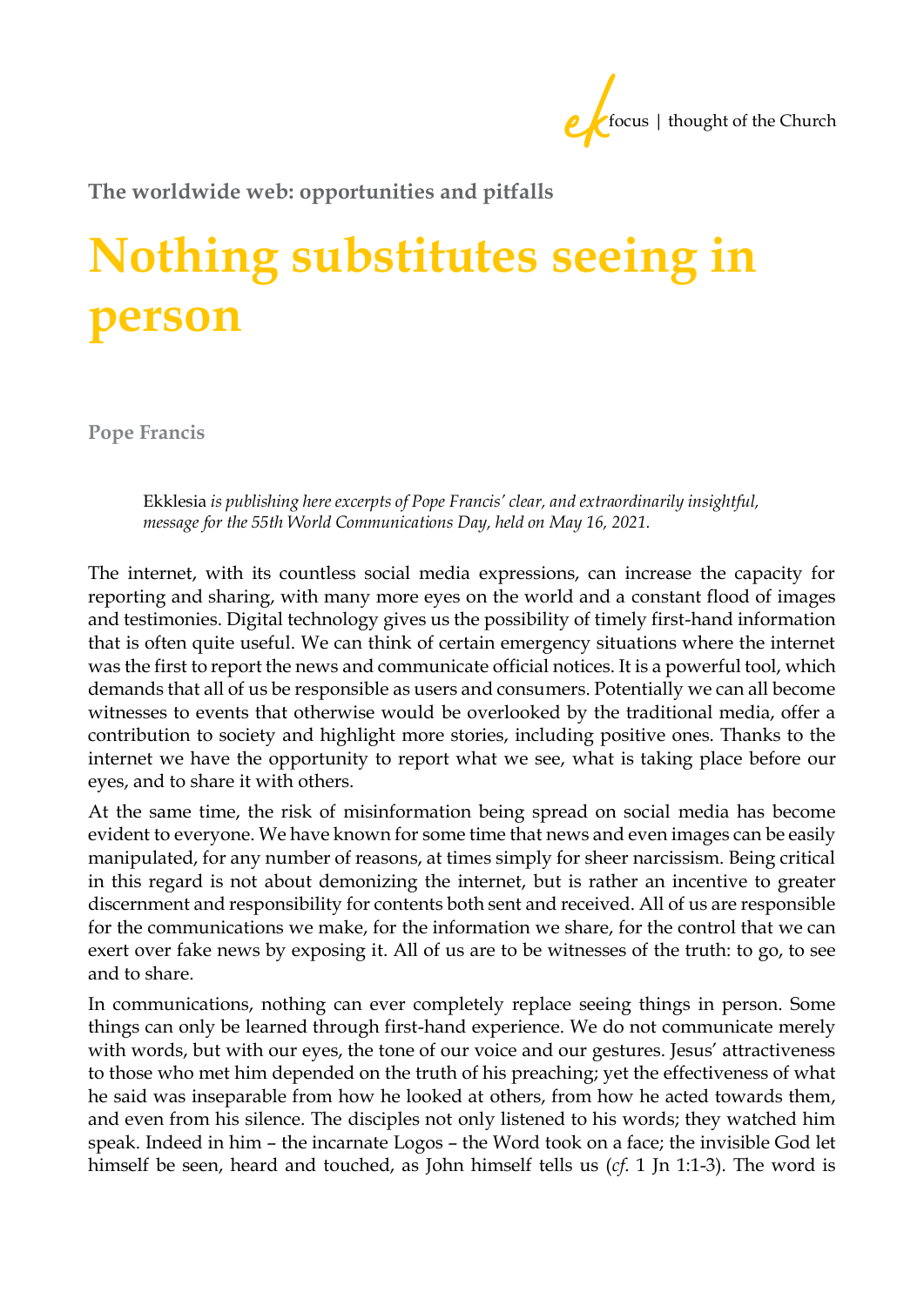The worldwide web: opportunities and pitfalls

# Nothing substitutes seeing in person

**Pope Francis**

> Ekklesia *is publishing here excerpts of Pope Francis' clear, and extraordinarily insightful, message for the 55th World Communications Day, held on May 16, 2021.*

The internet, with its countless social media expressions, can increase the capacity for reporting and sharing, with many more eyes on the world and a constant flood of images and testimonies. Digital technology gives us the possibility of timely first-hand information that is often quite useful. We can think of certain emergency situations where the internet was the first to report the news and communicate official notices. It is a powerful tool, which demands that all of us be responsible as users and consumers. Potentially we can all become witnesses to events that otherwise would be overlooked by the traditional media, offer a contribution to society and highlight more stories, including positive ones. Thanks to the internet we have the opportunity to report what we see, what is taking place before our eyes, and to share it with others.

At the same time, the risk of misinformation being spread on social media has become evident to everyone. We have known for some time that news and even images can be easily manipulated, for any number of reasons, at times simply for sheer narcissism. Being critical in this regard is not about demonizing the internet, but is rather an incentive to greater discernment and responsibility for contents both sent and received. All of us are responsible for the communications we make, for the information we share, for the control that we can exert over fake news by exposing it. All of us are to be witnesses of the truth: to go, to see and to share.

In communications, nothing can ever completely replace seeing things in person. Some things can only be learned through first-hand experience. We do not communicate merely with words, but with our eyes, the tone of our voice and our gestures. Jesus' attractiveness to those who met him depended on the truth of his preaching; yet the effectiveness of what he said was inseparable from how he looked at others, from how he acted towards them, and even from his silence. The disciples not only listened to his words; they watched him speak. Indeed in him – the incarnate Logos – the Word took on a face; the invisible God let himself be seen, heard and touched, as John himself tells us (*cf.* 1 Jn 1:1-3). The word is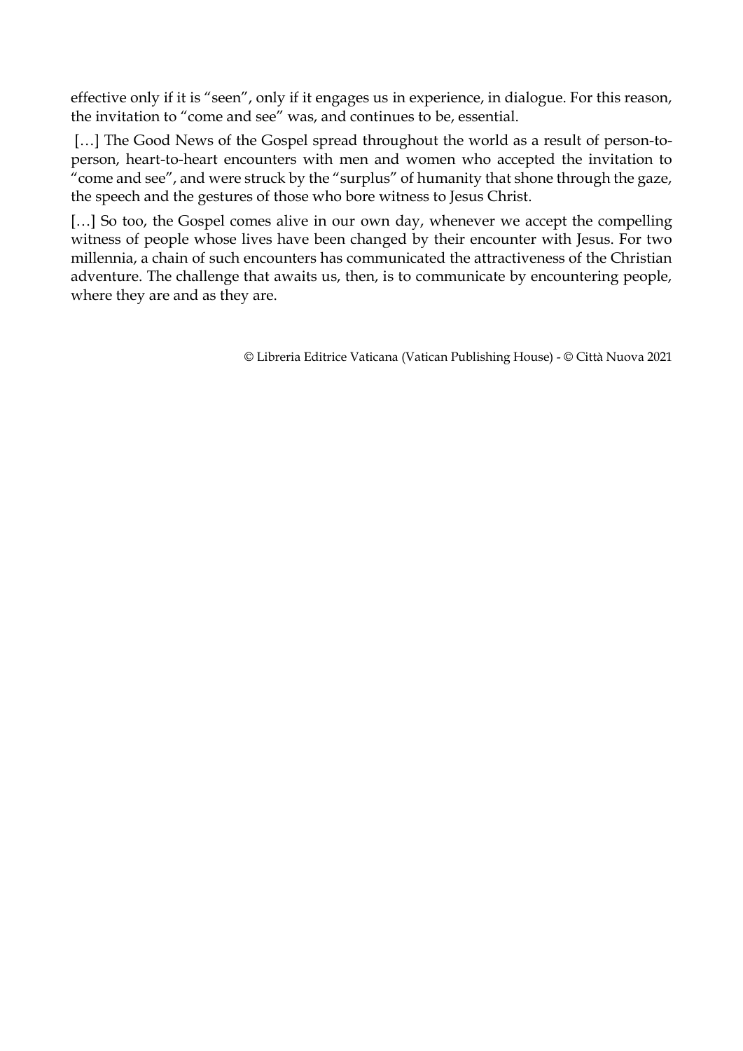effective only if it is "seen", only if it engages us in experience, in dialogue. For this reason, the invitation to "come and see" was, and continues to be, essential.

[…] The Good News of the Gospel spread throughout the world as a result of person-to-person, heart-to-heart encounters with men and women who accepted the invitation to "come and see", and were struck by the "surplus" of humanity that shone through the gaze, the speech and the gestures of those who bore witness to Jesus Christ.

[…] So too, the Gospel comes alive in our own day, whenever we accept the compelling witness of people whose lives have been changed by their encounter with Jesus. For two millennia, a chain of such encounters has communicated the attractiveness of the Christian adventure. The challenge that awaits us, then, is to communicate by encountering people, where they are and as they are.

© Libreria Editrice Vaticana (Vatican Publishing House) - © Città Nuova 2021